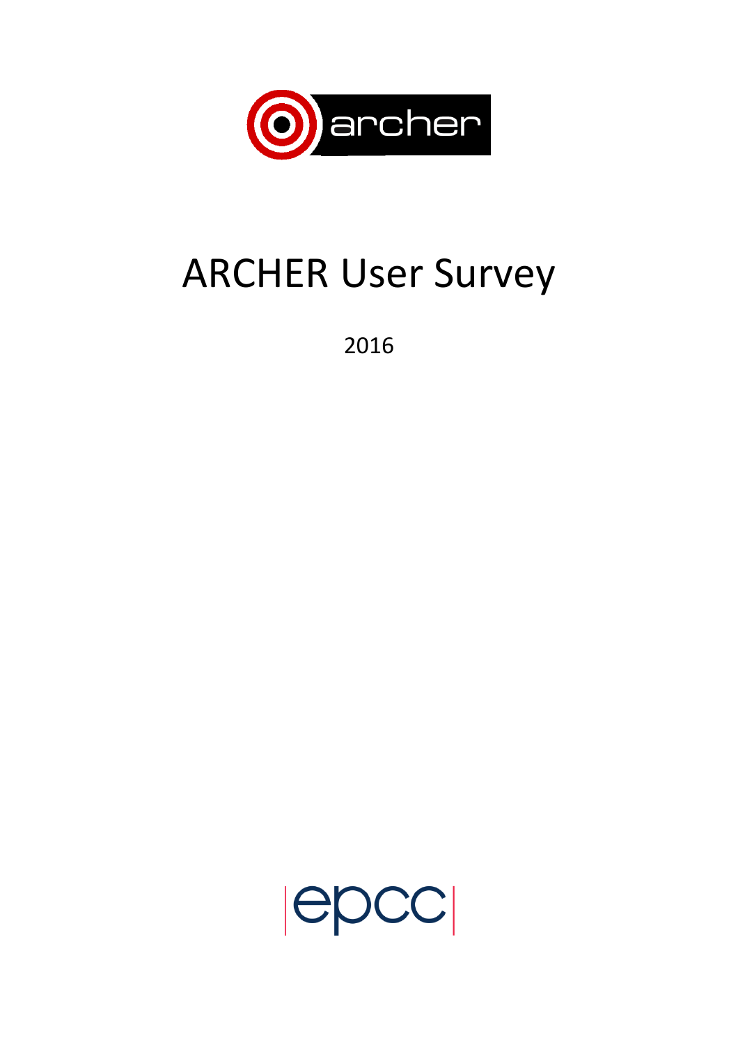# ARCHER User Survey

2016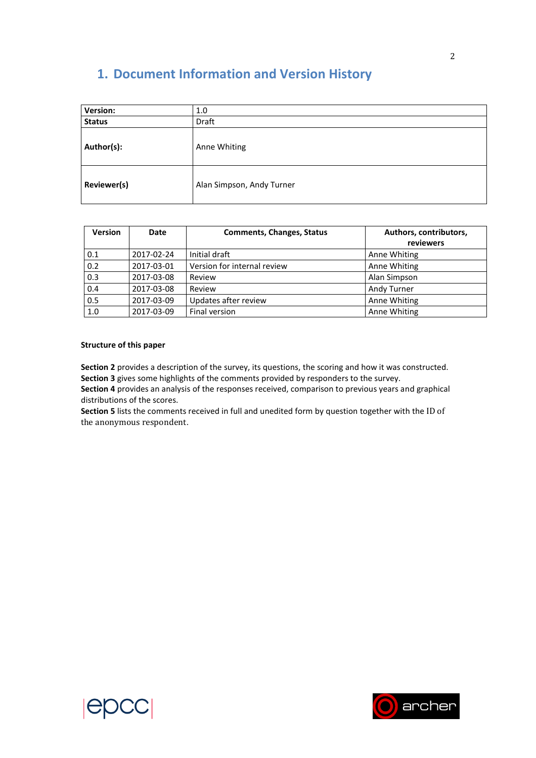# 1. Document Information and Version History

| | |
|---|---|
| **Version:** | 1.0 |
| **Status** | Draft |
| **Author(s):** | Anne Whiting |
| **Reviewer(s)** | Alan Simpson, Andy Turner |

| Version | Date | Comments, Changes, Status | Authors, contributors, reviewers |
|---|---|---|---|
| 0.1 | 2017-02-24 | Initial draft | Anne Whiting |
| 0.2 | 2017-03-01 | Version for internal review | Anne Whiting |
| 0.3 | 2017-03-08 | Review | Alan Simpson |
| 0.4 | 2017-03-08 | Review | Andy Turner |
| 0.5 | 2017-03-09 | Updates after review | Anne Whiting |
| 1.0 | 2017-03-09 | Final version | Anne Whiting |

**Structure of this paper**

**Section 2** provides a description of the survey, its questions, the scoring and how it was constructed.
**Section 3** gives some highlights of the comments provided by responders to the survey.
**Section 4** provides an analysis of the responses received, comparison to previous years and graphical distributions of the scores.
**Section 5** lists the comments received in full and unedited form by question together with the ID of the anonymous respondent.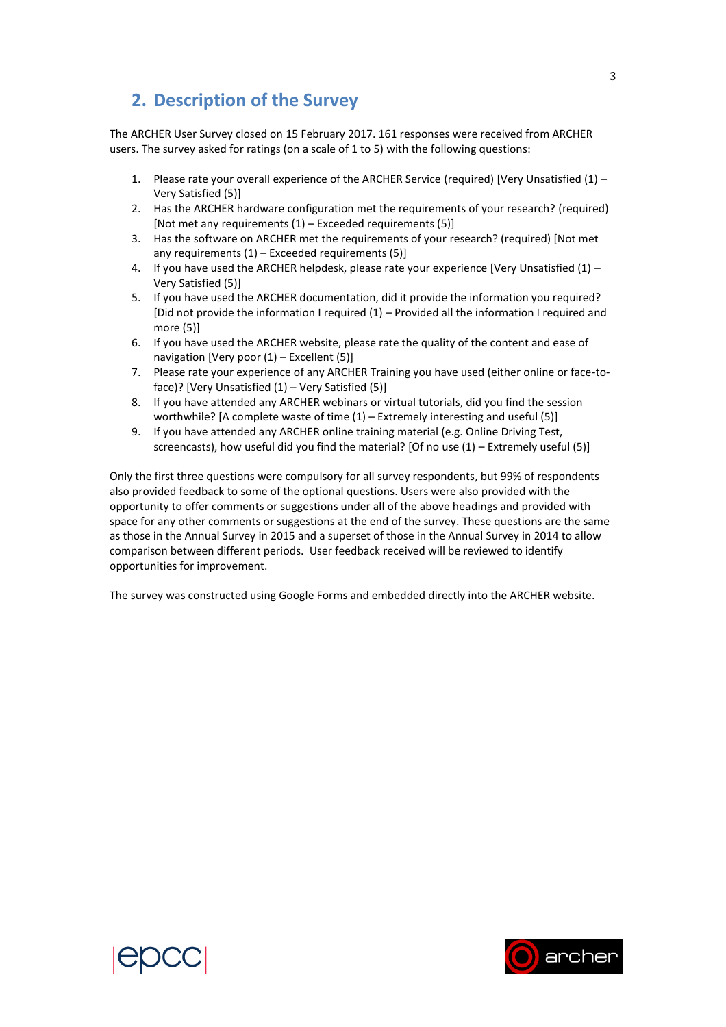## 2. Description of the Survey

The ARCHER User Survey closed on 15 February 2017. 161 responses were received from ARCHER users. The survey asked for ratings (on a scale of 1 to 5) with the following questions:

1. Please rate your overall experience of the ARCHER Service (required) [Very Unsatisfied (1) – Very Satisfied (5)]
2. Has the ARCHER hardware configuration met the requirements of your research? (required) [Not met any requirements (1) – Exceeded requirements (5)]
3. Has the software on ARCHER met the requirements of your research? (required) [Not met any requirements (1) – Exceeded requirements (5)]
4. If you have used the ARCHER helpdesk, please rate your experience [Very Unsatisfied (1) – Very Satisfied (5)]
5. If you have used the ARCHER documentation, did it provide the information you required? [Did not provide the information I required (1) – Provided all the information I required and more (5)]
6. If you have used the ARCHER website, please rate the quality of the content and ease of navigation [Very poor (1) – Excellent (5)]
7. Please rate your experience of any ARCHER Training you have used (either online or face-to-face)? [Very Unsatisfied (1) – Very Satisfied (5)]
8. If you have attended any ARCHER webinars or virtual tutorials, did you find the session worthwhile? [A complete waste of time (1) – Extremely interesting and useful (5)]
9. If you have attended any ARCHER online training material (e.g. Online Driving Test, screencasts), how useful did you find the material? [Of no use (1) – Extremely useful (5)]

Only the first three questions were compulsory for all survey respondents, but 99% of respondents also provided feedback to some of the optional questions. Users were also provided with the opportunity to offer comments or suggestions under all of the above headings and provided with space for any other comments or suggestions at the end of the survey. These questions are the same as those in the Annual Survey in 2015 and a superset of those in the Annual Survey in 2014 to allow comparison between different periods. User feedback received will be reviewed to identify opportunities for improvement.

The survey was constructed using Google Forms and embedded directly into the ARCHER website.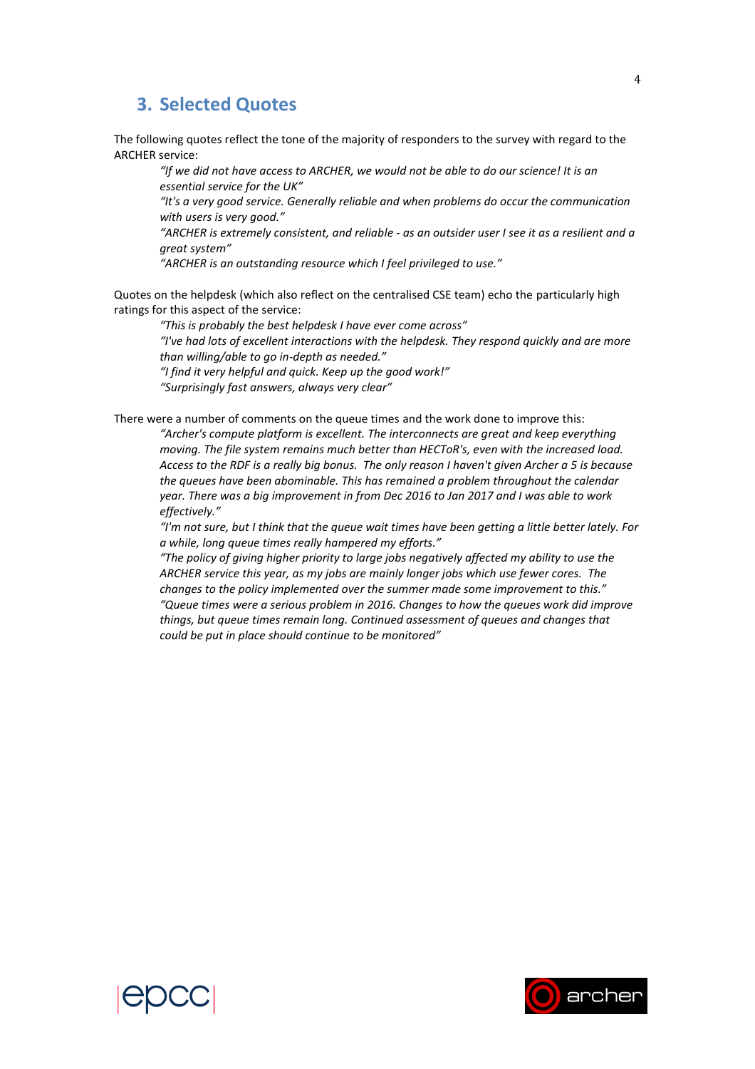## 3. Selected Quotes

The following quotes reflect the tone of the majority of responders to the survey with regard to the ARCHER service:

> *"If we did not have access to ARCHER, we would not be able to do our science! It is an essential service for the UK"*
>
> *"It's a very good service. Generally reliable and when problems do occur the communication with users is very good."*
>
> *"ARCHER is extremely consistent, and reliable - as an outsider user I see it as a resilient and a great system"*
>
> *"ARCHER is an outstanding resource which I feel privileged to use."*

Quotes on the helpdesk (which also reflect on the centralised CSE team) echo the particularly high ratings for this aspect of the service:

> *"This is probably the best helpdesk I have ever come across"*
>
> *"I've had lots of excellent interactions with the helpdesk. They respond quickly and are more than willing/able to go in-depth as needed."*
>
> *"I find it very helpful and quick. Keep up the good work!"*
>
> *"Surprisingly fast answers, always very clear"*

There were a number of comments on the queue times and the work done to improve this:

> *"Archer's compute platform is excellent. The interconnects are great and keep everything moving. The file system remains much better than HECToR's, even with the increased load. Access to the RDF is a really big bonus. The only reason I haven't given Archer a 5 is because the queues have been abominable. This has remained a problem throughout the calendar year. There was a big improvement in from Dec 2016 to Jan 2017 and I was able to work effectively."*
>
> *"I'm not sure, but I think that the queue wait times have been getting a little better lately. For a while, long queue times really hampered my efforts."*
>
> *"The policy of giving higher priority to large jobs negatively affected my ability to use the ARCHER service this year, as my jobs are mainly longer jobs which use fewer cores. The changes to the policy implemented over the summer made some improvement to this."*
>
> *"Queue times were a serious problem in 2016. Changes to how the queues work did improve things, but queue times remain long. Continued assessment of queues and changes that could be put in place should continue to be monitored"*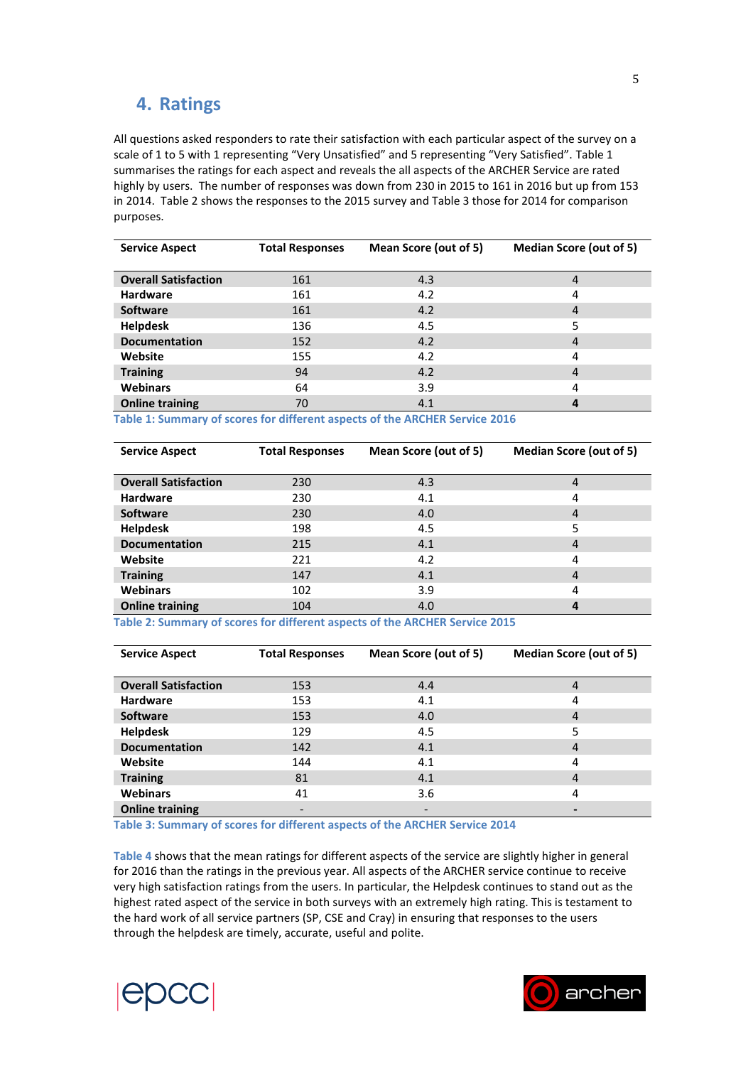## 4. Ratings

All questions asked responders to rate their satisfaction with each particular aspect of the survey on a scale of 1 to 5 with 1 representing "Very Unsatisfied" and 5 representing "Very Satisfied". Table 1 summarises the ratings for each aspect and reveals the all aspects of the ARCHER Service are rated highly by users. The number of responses was down from 230 in 2015 to 161 in 2016 but up from 153 in 2014. Table 2 shows the responses to the 2015 survey and Table 3 those for 2014 for comparison purposes.

| Service Aspect | Total Responses | Mean Score (out of 5) | Median Score (out of 5) |
|---|---|---|---|
| **Overall Satisfaction** | 161 | 4.3 | 4 |
| **Hardware** | 161 | 4.2 | 4 |
| **Software** | 161 | 4.2 | 4 |
| **Helpdesk** | 136 | 4.5 | 5 |
| **Documentation** | 152 | 4.2 | 4 |
| **Website** | 155 | 4.2 | 4 |
| **Training** | 94 | 4.2 | 4 |
| **Webinars** | 64 | 3.9 | 4 |
| **Online training** | 70 | 4.1 | **4** |

**Table 1: Summary of scores for different aspects of the ARCHER Service 2016**

| Service Aspect | Total Responses | Mean Score (out of 5) | Median Score (out of 5) |
|---|---|---|---|
| **Overall Satisfaction** | 230 | 4.3 | 4 |
| **Hardware** | 230 | 4.1 | 4 |
| **Software** | 230 | 4.0 | 4 |
| **Helpdesk** | 198 | 4.5 | 5 |
| **Documentation** | 215 | 4.1 | 4 |
| **Website** | 221 | 4.2 | 4 |
| **Training** | 147 | 4.1 | 4 |
| **Webinars** | 102 | 3.9 | 4 |
| **Online training** | 104 | 4.0 | **4** |

**Table 2: Summary of scores for different aspects of the ARCHER Service 2015**

| Service Aspect | Total Responses | Mean Score (out of 5) | Median Score (out of 5) |
|---|---|---|---|
| **Overall Satisfaction** | 153 | 4.4 | 4 |
| **Hardware** | 153 | 4.1 | 4 |
| **Software** | 153 | 4.0 | 4 |
| **Helpdesk** | 129 | 4.5 | 5 |
| **Documentation** | 142 | 4.1 | 4 |
| **Website** | 144 | 4.1 | 4 |
| **Training** | 81 | 4.1 | 4 |
| **Webinars** | 41 | 3.6 | 4 |
| **Online training** | - | - | **-** |

**Table 3: Summary of scores for different aspects of the ARCHER Service 2014**

Table 4 shows that the mean ratings for different aspects of the service are slightly higher in general for 2016 than the ratings in the previous year. All aspects of the ARCHER service continue to receive very high satisfaction ratings from the users. In particular, the Helpdesk continues to stand out as the highest rated aspect of the service in both surveys with an extremely high rating. This is testament to the hard work of all service partners (SP, CSE and Cray) in ensuring that responses to the users through the helpdesk are timely, accurate, useful and polite.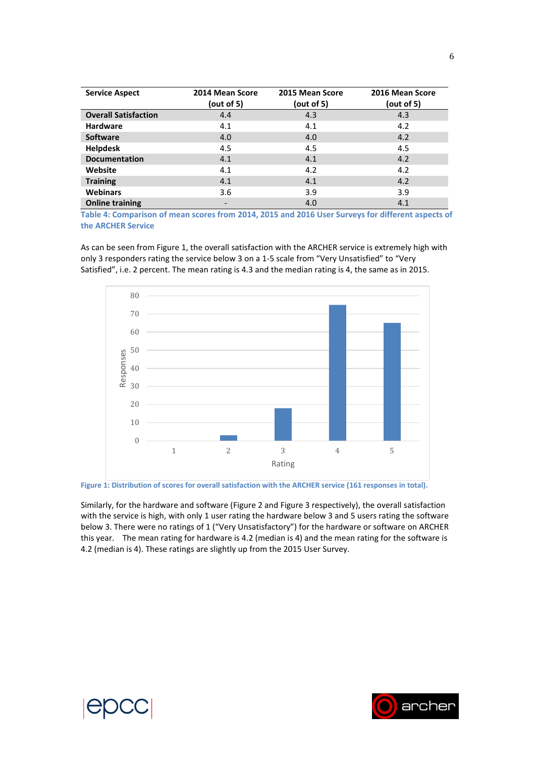| Service Aspect | 2014 Mean Score (out of 5) | 2015 Mean Score (out of 5) | 2016 Mean Score (out of 5) |
|---|---|---|---|
| **Overall Satisfaction** | 4.4 | 4.3 | 4.3 |
| **Hardware** | 4.1 | 4.1 | 4.2 |
| **Software** | 4.0 | 4.0 | 4.2 |
| **Helpdesk** | 4.5 | 4.5 | 4.5 |
| **Documentation** | 4.1 | 4.1 | 4.2 |
| **Website** | 4.1 | 4.2 | 4.2 |
| **Training** | 4.1 | 4.1 | 4.2 |
| **Webinars** | 3.6 | 3.9 | 3.9 |
| **Online training** | - | 4.0 | 4.1 |

**Table 4: Comparison of mean scores from 2014, 2015 and 2016 User Surveys for different aspects of the ARCHER Service**

As can be seen from Figure 1, the overall satisfaction with the ARCHER service is extremely high with only 3 responders rating the service below 3 on a 1-5 scale from "Very Unsatisfied" to "Very Satisfied", i.e. 2 percent. The mean rating is 4.3 and the median rating is 4, the same as in 2015.

**Figure 1: Distribution of scores for overall satisfaction with the ARCHER service (161 responses in total).**

Similarly, for the hardware and software (Figure 2 and Figure 3 respectively), the overall satisfaction with the service is high, with only 1 user rating the hardware below 3 and 5 users rating the software below 3. There were no ratings of 1 ("Very Unsatisfactory") for the hardware or software on ARCHER this year. The mean rating for hardware is 4.2 (median is 4) and the mean rating for the software is 4.2 (median is 4). These ratings are slightly up from the 2015 User Survey.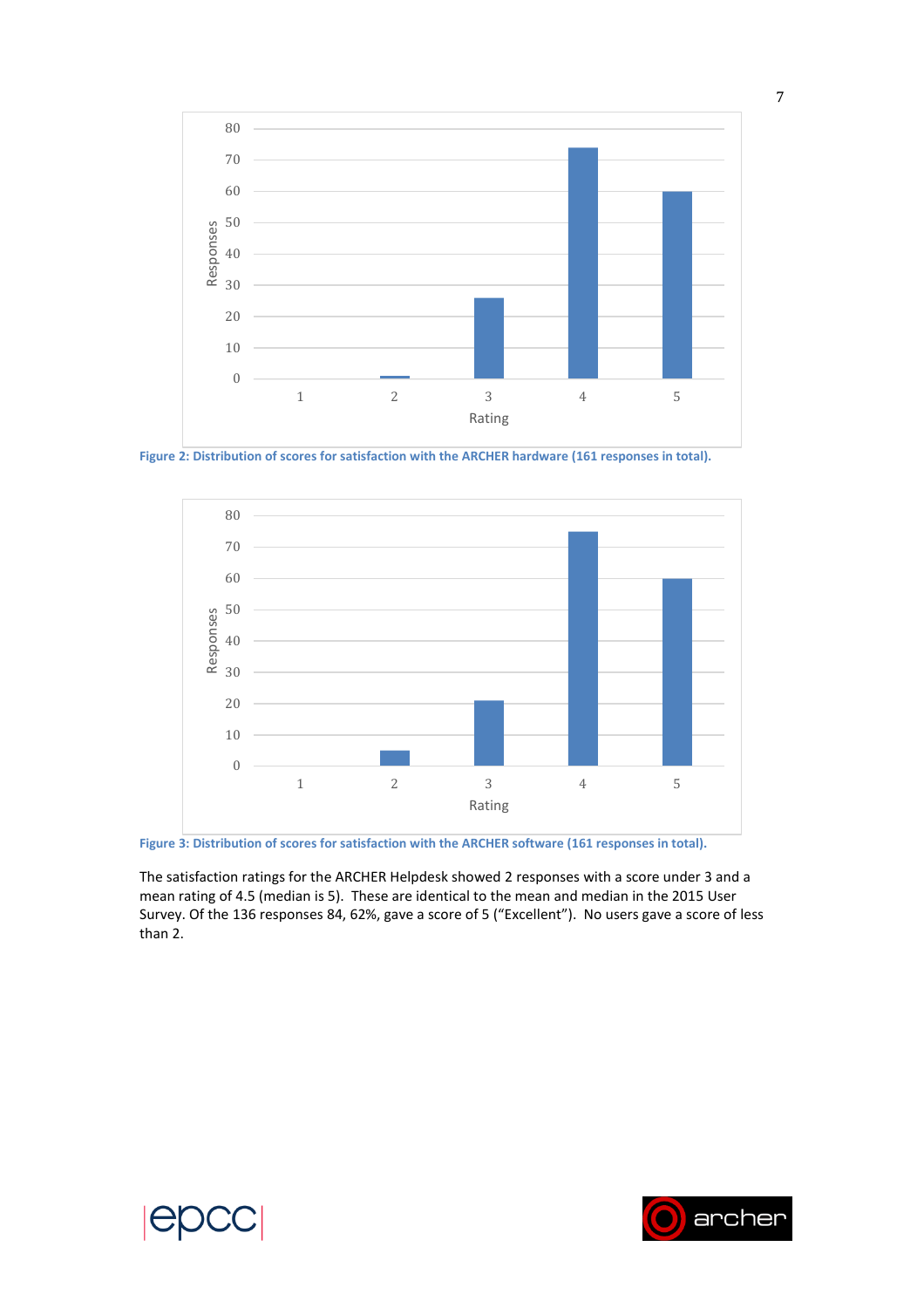**Figure 2: Distribution of scores for satisfaction with the ARCHER hardware (161 responses in total).**

**Figure 3: Distribution of scores for satisfaction with the ARCHER software (161 responses in total).**

The satisfaction ratings for the ARCHER Helpdesk showed 2 responses with a score under 3 and a mean rating of 4.5 (median is 5). These are identical to the mean and median in the 2015 User Survey. Of the 136 responses 84, 62%, gave a score of 5 (“Excellent”). No users gave a score of less than 2.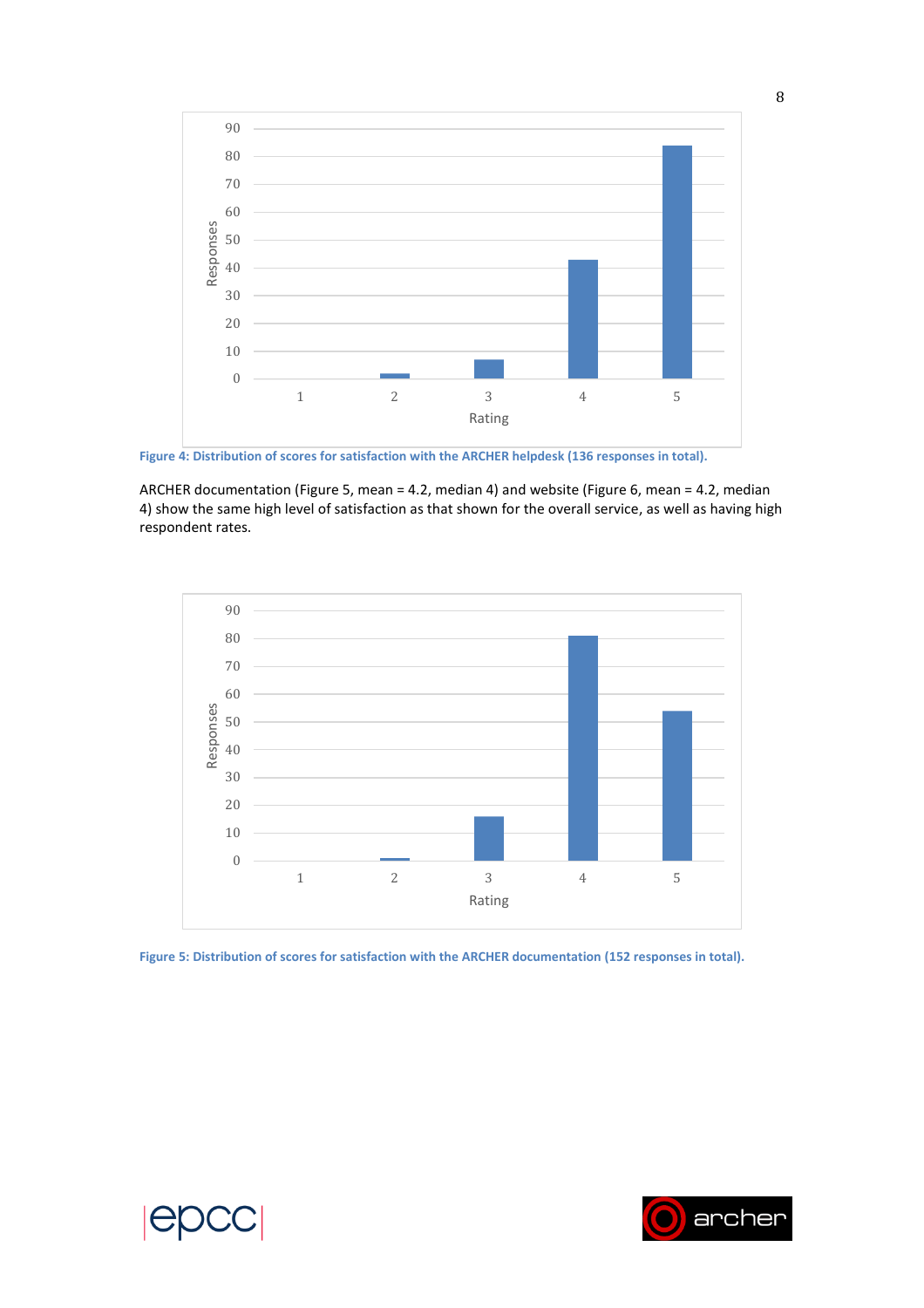Figure 4: Distribution of scores for satisfaction with the ARCHER helpdesk (136 responses in total).

ARCHER documentation (Figure 5, mean = 4.2, median 4) and website (Figure 6, mean = 4.2, median 4) show the same high level of satisfaction as that shown for the overall service, as well as having high respondent rates.

Figure 5: Distribution of scores for satisfaction with the ARCHER documentation (152 responses in total).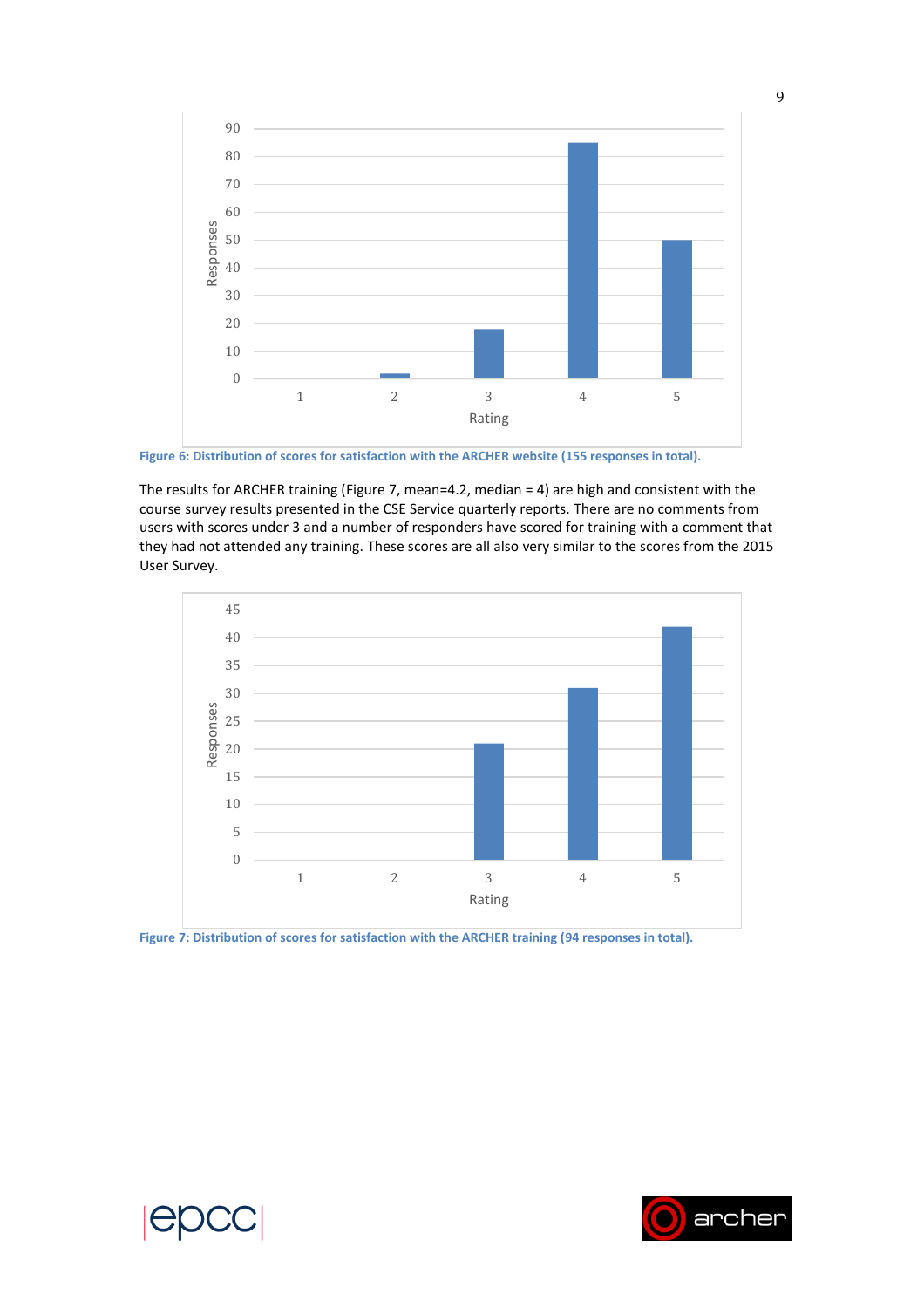Figure 6: Distribution of scores for satisfaction with the ARCHER website (155 responses in total).

The results for ARCHER training (Figure 7, mean=4.2, median = 4) are high and consistent with the course survey results presented in the CSE Service quarterly reports. There are no comments from users with scores under 3 and a number of responders have scored for training with a comment that they had not attended any training. These scores are all also very similar to the scores from the 2015 User Survey.

Figure 7: Distribution of scores for satisfaction with the ARCHER training (94 responses in total).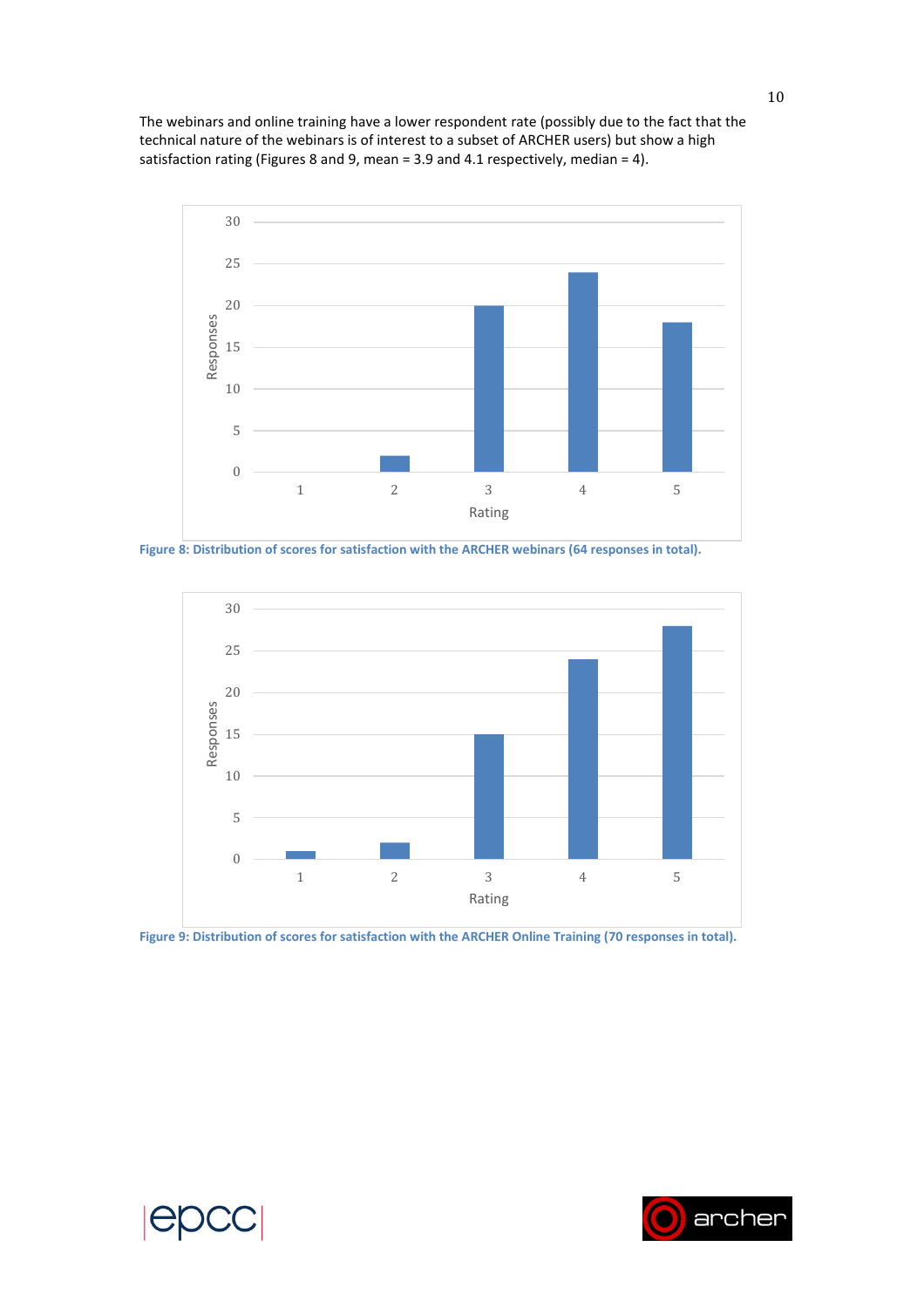The webinars and online training have a lower respondent rate (possibly due to the fact that the technical nature of the webinars is of interest to a subset of ARCHER users) but show a high satisfaction rating (Figures 8 and 9, mean = 3.9 and 4.1 respectively, median = 4).

**Figure 8: Distribution of scores for satisfaction with the ARCHER webinars (64 responses in total).**

**Figure 9: Distribution of scores for satisfaction with the ARCHER Online Training (70 responses in total).**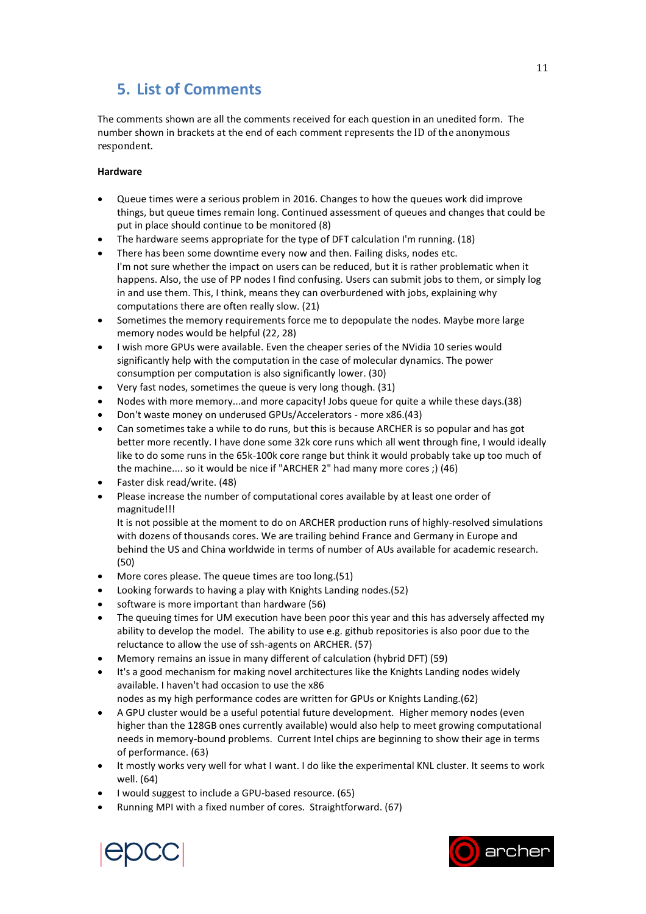## 5. List of Comments

The comments shown are all the comments received for each question in an unedited form. The number shown in brackets at the end of each comment represents the ID of the anonymous respondent.

**Hardware**

- Queue times were a serious problem in 2016. Changes to how the queues work did improve things, but queue times remain long. Continued assessment of queues and changes that could be put in place should continue to be monitored (8)
- The hardware seems appropriate for the type of DFT calculation I'm running. (18)
- There has been some downtime every now and then. Failing disks, nodes etc.
  I'm not sure whether the impact on users can be reduced, but it is rather problematic when it happens. Also, the use of PP nodes I find confusing. Users can submit jobs to them, or simply log in and use them. This, I think, means they can overburdened with jobs, explaining why computations there are often really slow. (21)
- Sometimes the memory requirements force me to depopulate the nodes. Maybe more large memory nodes would be helpful (22, 28)
- I wish more GPUs were available. Even the cheaper series of the NVidia 10 series would significantly help with the computation in the case of molecular dynamics. The power consumption per computation is also significantly lower. (30)
- Very fast nodes, sometimes the queue is very long though. (31)
- Nodes with more memory...and more capacity! Jobs queue for quite a while these days.(38)
- Don't waste money on underused GPUs/Accelerators - more x86.(43)
- Can sometimes take a while to do runs, but this is because ARCHER is so popular and has got better more recently. I have done some 32k core runs which all went through fine, I would ideally like to do some runs in the 65k-100k core range but think it would probably take up too much of the machine.... so it would be nice if "ARCHER 2" had many more cores ;) (46)
- Faster disk read/write. (48)
- Please increase the number of computational cores available by at least one order of magnitude!!!
  It is not possible at the moment to do on ARCHER production runs of highly-resolved simulations with dozens of thousands cores. We are trailing behind France and Germany in Europe and behind the US and China worldwide in terms of number of AUs available for academic research. (50)
- More cores please. The queue times are too long.(51)
- Looking forwards to having a play with Knights Landing nodes.(52)
- software is more important than hardware (56)
- The queuing times for UM execution have been poor this year and this has adversely affected my ability to develop the model. The ability to use e.g. github repositories is also poor due to the reluctance to allow the use of ssh-agents on ARCHER. (57)
- Memory remains an issue in many different of calculation (hybrid DFT) (59)
- It's a good mechanism for making novel architectures like the Knights Landing nodes widely available. I haven't had occasion to use the x86
  nodes as my high performance codes are written for GPUs or Knights Landing.(62)
- A GPU cluster would be a useful potential future development. Higher memory nodes (even higher than the 128GB ones currently available) would also help to meet growing computational needs in memory-bound problems. Current Intel chips are beginning to show their age in terms of performance. (63)
- It mostly works very well for what I want. I do like the experimental KNL cluster. It seems to work well. (64)
- I would suggest to include a GPU-based resource. (65)
- Running MPI with a fixed number of cores. Straightforward. (67)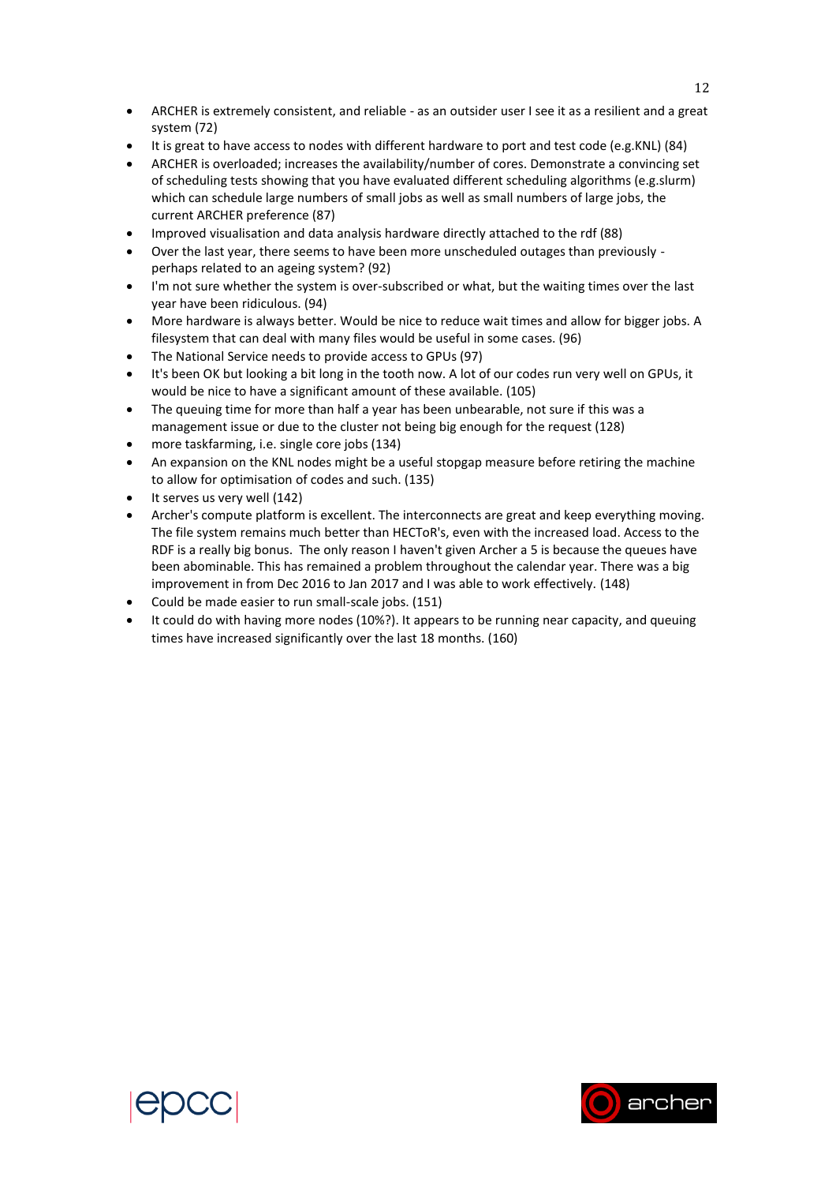- ARCHER is extremely consistent, and reliable - as an outsider user I see it as a resilient and a great system (72)
- It is great to have access to nodes with different hardware to port and test code (e.g.KNL) (84)
- ARCHER is overloaded; increases the availability/number of cores. Demonstrate a convincing set of scheduling tests showing that you have evaluated different scheduling algorithms (e.g.slurm) which can schedule large numbers of small jobs as well as small numbers of large jobs, the current ARCHER preference (87)
- Improved visualisation and data analysis hardware directly attached to the rdf (88)
- Over the last year, there seems to have been more unscheduled outages than previously - perhaps related to an ageing system? (92)
- I'm not sure whether the system is over-subscribed or what, but the waiting times over the last year have been ridiculous. (94)
- More hardware is always better. Would be nice to reduce wait times and allow for bigger jobs. A filesystem that can deal with many files would be useful in some cases. (96)
- The National Service needs to provide access to GPUs (97)
- It's been OK but looking a bit long in the tooth now. A lot of our codes run very well on GPUs, it would be nice to have a significant amount of these available. (105)
- The queuing time for more than half a year has been unbearable, not sure if this was a management issue or due to the cluster not being big enough for the request (128)
- more taskfarming, i.e. single core jobs (134)
- An expansion on the KNL nodes might be a useful stopgap measure before retiring the machine to allow for optimisation of codes and such. (135)
- It serves us very well (142)
- Archer's compute platform is excellent. The interconnects are great and keep everything moving. The file system remains much better than HECToR's, even with the increased load. Access to the RDF is a really big bonus. The only reason I haven't given Archer a 5 is because the queues have been abominable. This has remained a problem throughout the calendar year. There was a big improvement in from Dec 2016 to Jan 2017 and I was able to work effectively. (148)
- Could be made easier to run small-scale jobs. (151)
- It could do with having more nodes (10%?). It appears to be running near capacity, and queuing times have increased significantly over the last 18 months. (160)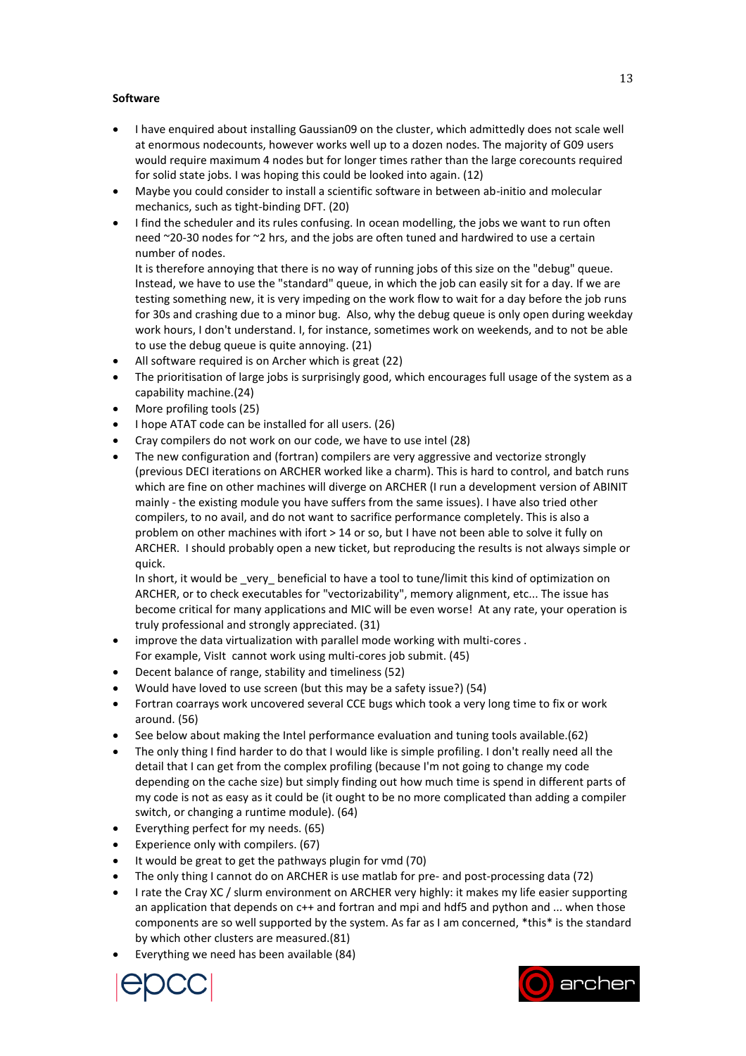**Software**

- I have enquired about installing Gaussian09 on the cluster, which admittedly does not scale well at enormous nodecounts, however works well up to a dozen nodes. The majority of G09 users would require maximum 4 nodes but for longer times rather than the large corecounts required for solid state jobs. I was hoping this could be looked into again. (12)
- Maybe you could consider to install a scientific software in between ab-initio and molecular mechanics, such as tight-binding DFT. (20)
- I find the scheduler and its rules confusing. In ocean modelling, the jobs we want to run often need ~20-30 nodes for ~2 hrs, and the jobs are often tuned and hardwired to use a certain number of nodes.
  It is therefore annoying that there is no way of running jobs of this size on the "debug" queue. Instead, we have to use the "standard" queue, in which the job can easily sit for a day. If we are testing something new, it is very impeding on the work flow to wait for a day before the job runs for 30s and crashing due to a minor bug. Also, why the debug queue is only open during weekday work hours, I don't understand. I, for instance, sometimes work on weekends, and to not be able to use the debug queue is quite annoying. (21)
- All software required is on Archer which is great (22)
- The prioritisation of large jobs is surprisingly good, which encourages full usage of the system as a capability machine.(24)
- More profiling tools (25)
- I hope ATAT code can be installed for all users. (26)
- Cray compilers do not work on our code, we have to use intel (28)
- The new configuration and (fortran) compilers are very aggressive and vectorize strongly (previous DECI iterations on ARCHER worked like a charm). This is hard to control, and batch runs which are fine on other machines will diverge on ARCHER (I run a development version of ABINIT mainly - the existing module you have suffers from the same issues). I have also tried other compilers, to no avail, and do not want to sacrifice performance completely. This is also a problem on other machines with ifort > 14 or so, but I have not been able to solve it fully on ARCHER. I should probably open a new ticket, but reproducing the results is not always simple or quick.
  In short, it would be _very_ beneficial to have a tool to tune/limit this kind of optimization on ARCHER, or to check executables for "vectorizability", memory alignment, etc... The issue has become critical for many applications and MIC will be even worse! At any rate, your operation is truly professional and strongly appreciated. (31)
- improve the data virtualization with parallel mode working with multi-cores .
  For example, VisIt cannot work using multi-cores job submit. (45)
- Decent balance of range, stability and timeliness (52)
- Would have loved to use screen (but this may be a safety issue?) (54)
- Fortran coarrays work uncovered several CCE bugs which took a very long time to fix or work around. (56)
- See below about making the Intel performance evaluation and tuning tools available.(62)
- The only thing I find harder to do that I would like is simple profiling. I don't really need all the detail that I can get from the complex profiling (because I'm not going to change my code depending on the cache size) but simply finding out how much time is spend in different parts of my code is not as easy as it could be (it ought to be no more complicated than adding a compiler switch, or changing a runtime module). (64)
- Everything perfect for my needs. (65)
- Experience only with compilers. (67)
- It would be great to get the pathways plugin for vmd (70)
- The only thing I cannot do on ARCHER is use matlab for pre- and post-processing data (72)
- I rate the Cray XC / slurm environment on ARCHER very highly: it makes my life easier supporting an application that depends on c++ and fortran and mpi and hdf5 and python and ... when those components are so well supported by the system. As far as I am concerned, *this* is the standard by which other clusters are measured.(81)
- Everything we need has been available (84)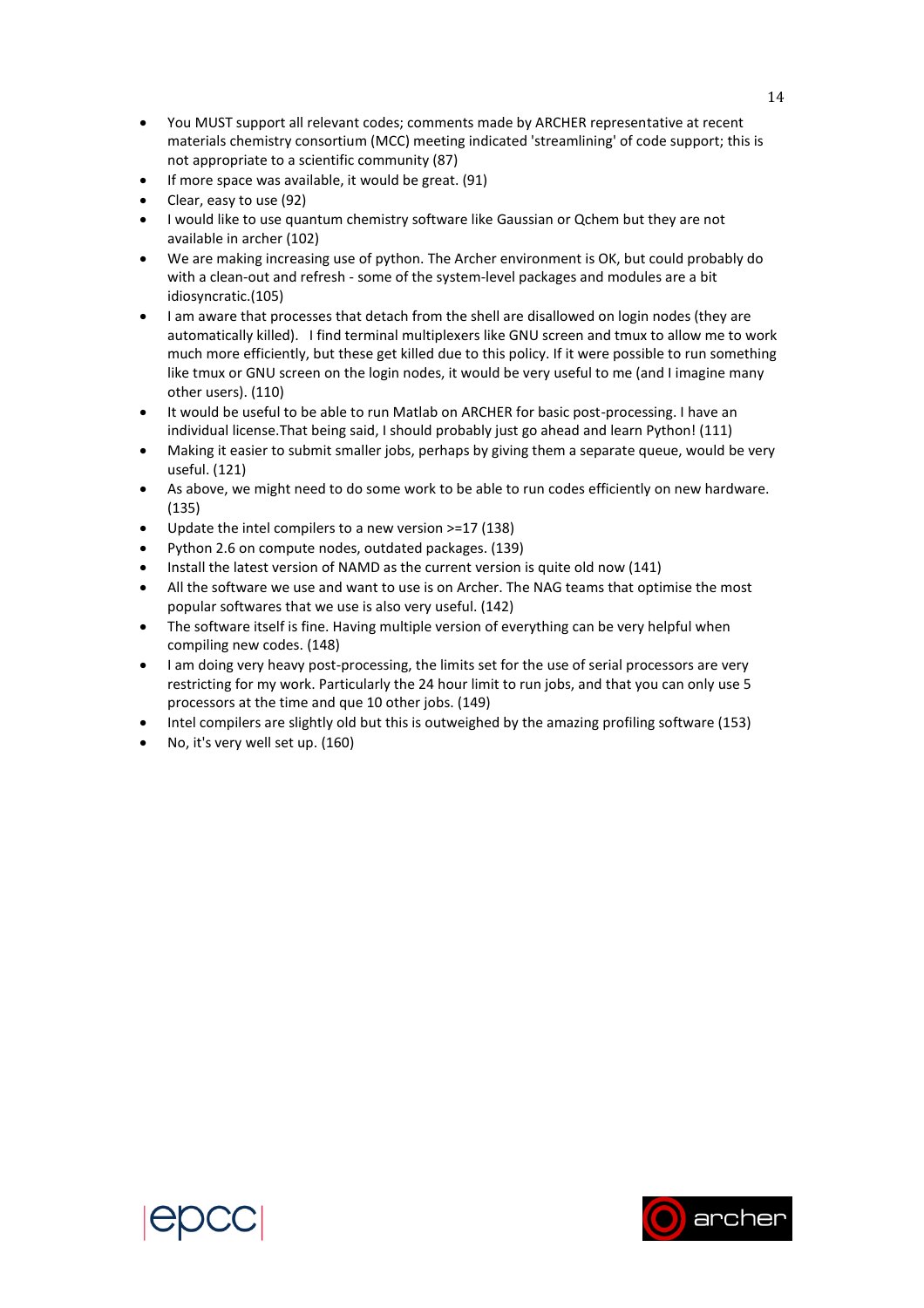- You MUST support all relevant codes; comments made by ARCHER representative at recent materials chemistry consortium (MCC) meeting indicated 'streamlining' of code support; this is not appropriate to a scientific community (87)
- If more space was available, it would be great. (91)
- Clear, easy to use (92)
- I would like to use quantum chemistry software like Gaussian or Qchem but they are not available in archer (102)
- We are making increasing use of python. The Archer environment is OK, but could probably do with a clean-out and refresh - some of the system-level packages and modules are a bit idiosyncratic.(105)
- I am aware that processes that detach from the shell are disallowed on login nodes (they are automatically killed).   I find terminal multiplexers like GNU screen and tmux to allow me to work much more efficiently, but these get killed due to this policy. If it were possible to run something like tmux or GNU screen on the login nodes, it would be very useful to me (and I imagine many other users). (110)
- It would be useful to be able to run Matlab on ARCHER for basic post-processing. I have an individual license.That being said, I should probably just go ahead and learn Python! (111)
- Making it easier to submit smaller jobs, perhaps by giving them a separate queue, would be very useful. (121)
- As above, we might need to do some work to be able to run codes efficiently on new hardware. (135)
- Update the intel compilers to a new version >=17 (138)
- Python 2.6 on compute nodes, outdated packages. (139)
- Install the latest version of NAMD as the current version is quite old now (141)
- All the software we use and want to use is on Archer. The NAG teams that optimise the most popular softwares that we use is also very useful. (142)
- The software itself is fine. Having multiple version of everything can be very helpful when compiling new codes. (148)
- I am doing very heavy post-processing, the limits set for the use of serial processors are very restricting for my work. Particularly the 24 hour limit to run jobs, and that you can only use 5 processors at the time and que 10 other jobs. (149)
- Intel compilers are slightly old but this is outweighed by the amazing profiling software (153)
- No, it's very well set up. (160)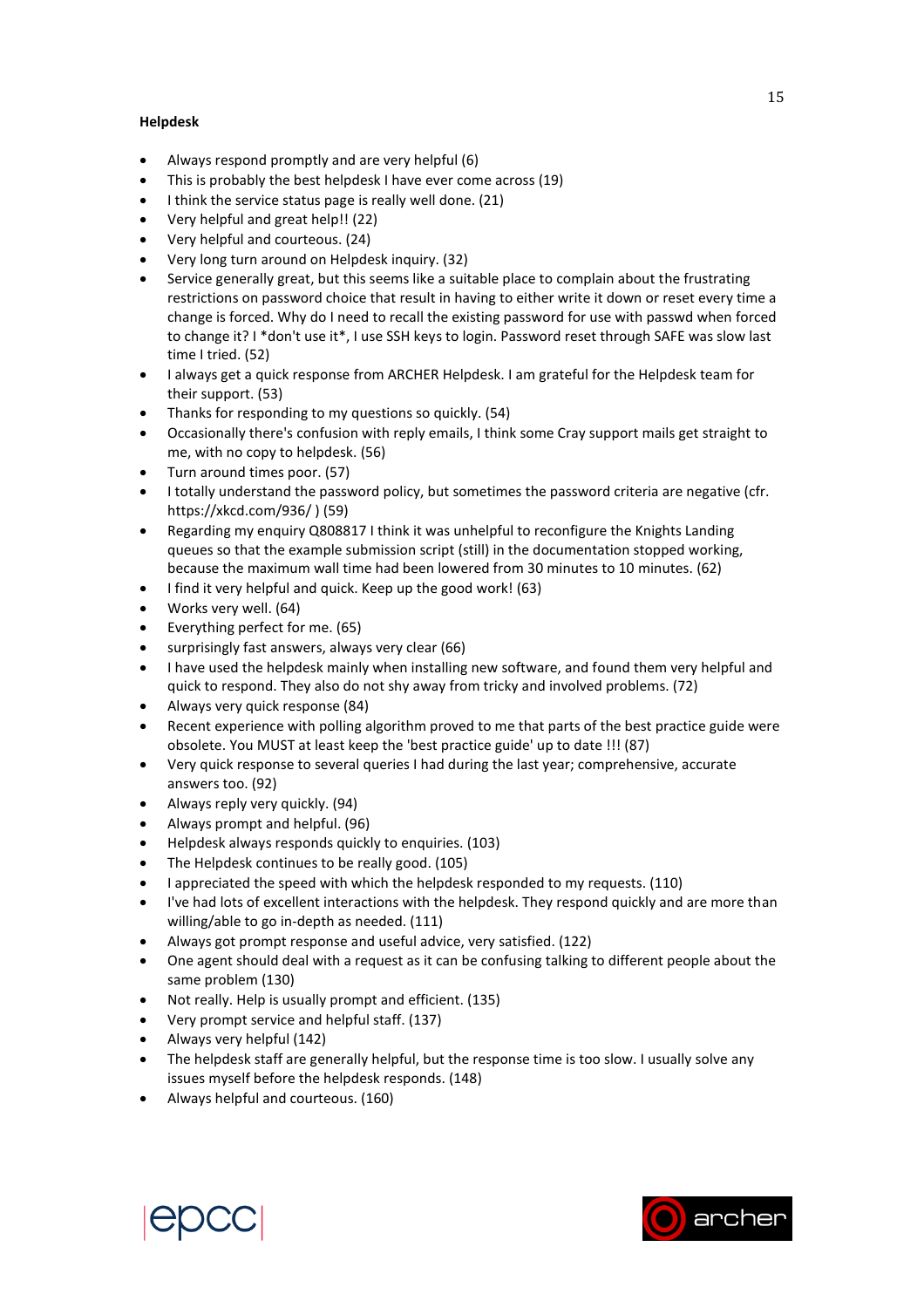**Helpdesk**

- Always respond promptly and are very helpful (6)
- This is probably the best helpdesk I have ever come across (19)
- I think the service status page is really well done. (21)
- Very helpful and great help!! (22)
- Very helpful and courteous. (24)
- Very long turn around on Helpdesk inquiry. (32)
- Service generally great, but this seems like a suitable place to complain about the frustrating restrictions on password choice that result in having to either write it down or reset every time a change is forced. Why do I need to recall the existing password for use with passwd when forced to change it? I *don't use it*, I use SSH keys to login. Password reset through SAFE was slow last time I tried. (52)
- I always get a quick response from ARCHER Helpdesk. I am grateful for the Helpdesk team for their support. (53)
- Thanks for responding to my questions so quickly. (54)
- Occasionally there's confusion with reply emails, I think some Cray support mails get straight to me, with no copy to helpdesk. (56)
- Turn around times poor. (57)
- I totally understand the password policy, but sometimes the password criteria are negative (cfr. https://xkcd.com/936/ ) (59)
- Regarding my enquiry Q808817 I think it was unhelpful to reconfigure the Knights Landing queues so that the example submission script (still) in the documentation stopped working, because the maximum wall time had been lowered from 30 minutes to 10 minutes. (62)
- I find it very helpful and quick. Keep up the good work! (63)
- Works very well. (64)
- Everything perfect for me. (65)
- surprisingly fast answers, always very clear (66)
- I have used the helpdesk mainly when installing new software, and found them very helpful and quick to respond. They also do not shy away from tricky and involved problems. (72)
- Always very quick response (84)
- Recent experience with polling algorithm proved to me that parts of the best practice guide were obsolete. You MUST at least keep the 'best practice guide' up to date !!! (87)
- Very quick response to several queries I had during the last year; comprehensive, accurate answers too. (92)
- Always reply very quickly. (94)
- Always prompt and helpful. (96)
- Helpdesk always responds quickly to enquiries. (103)
- The Helpdesk continues to be really good. (105)
- I appreciated the speed with which the helpdesk responded to my requests. (110)
- I've had lots of excellent interactions with the helpdesk. They respond quickly and are more than willing/able to go in-depth as needed. (111)
- Always got prompt response and useful advice, very satisfied. (122)
- One agent should deal with a request as it can be confusing talking to different people about the same problem (130)
- Not really. Help is usually prompt and efficient. (135)
- Very prompt service and helpful staff. (137)
- Always very helpful (142)
- The helpdesk staff are generally helpful, but the response time is too slow. I usually solve any issues myself before the helpdesk responds. (148)
- Always helpful and courteous. (160)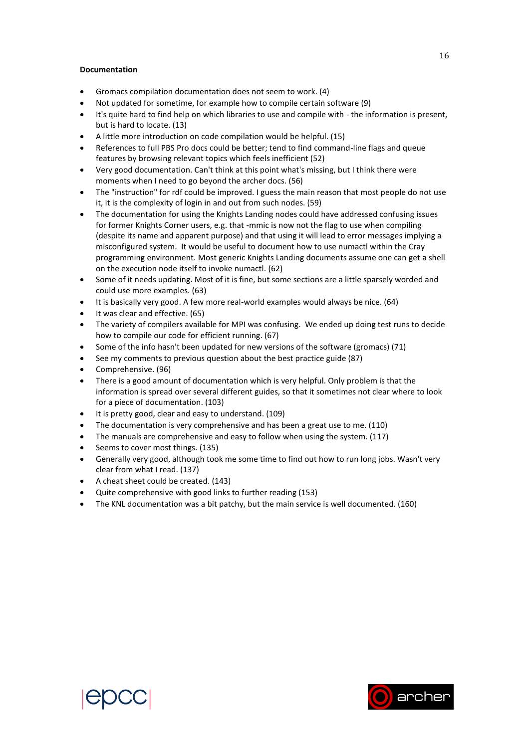**Documentation**

- Gromacs compilation documentation does not seem to work. (4)
- Not updated for sometime, for example how to compile certain software (9)
- It's quite hard to find help on which libraries to use and compile with - the information is present, but is hard to locate. (13)
- A little more introduction on code compilation would be helpful. (15)
- References to full PBS Pro docs could be better; tend to find command-line flags and queue features by browsing relevant topics which feels inefficient (52)
- Very good documentation. Can't think at this point what's missing, but I think there were moments when I need to go beyond the archer docs. (56)
- The "instruction" for rdf could be improved. I guess the main reason that most people do not use it, it is the complexity of login in and out from such nodes. (59)
- The documentation for using the Knights Landing nodes could have addressed confusing issues for former Knights Corner users, e.g. that -mmic is now not the flag to use when compiling (despite its name and apparent purpose) and that using it will lead to error messages implying a misconfigured system. It would be useful to document how to use numactl within the Cray programming environment. Most generic Knights Landing documents assume one can get a shell on the execution node itself to invoke numactl. (62)
- Some of it needs updating. Most of it is fine, but some sections are a little sparsely worded and could use more examples. (63)
- It is basically very good. A few more real-world examples would always be nice. (64)
- It was clear and effective. (65)
- The variety of compilers available for MPI was confusing. We ended up doing test runs to decide how to compile our code for efficient running. (67)
- Some of the info hasn't been updated for new versions of the software (gromacs) (71)
- See my comments to previous question about the best practice guide (87)
- Comprehensive. (96)
- There is a good amount of documentation which is very helpful. Only problem is that the information is spread over several different guides, so that it sometimes not clear where to look for a piece of documentation. (103)
- It is pretty good, clear and easy to understand. (109)
- The documentation is very comprehensive and has been a great use to me. (110)
- The manuals are comprehensive and easy to follow when using the system. (117)
- Seems to cover most things. (135)
- Generally very good, although took me some time to find out how to run long jobs. Wasn't very clear from what I read. (137)
- A cheat sheet could be created. (143)
- Quite comprehensive with good links to further reading (153)
- The KNL documentation was a bit patchy, but the main service is well documented. (160)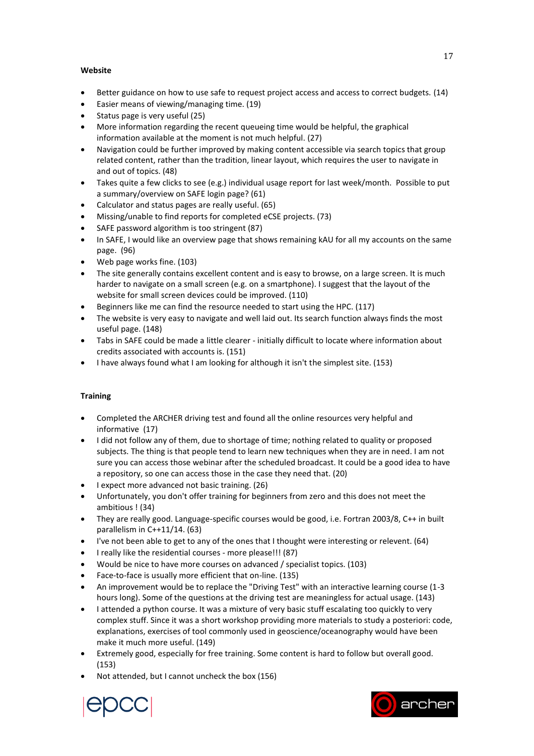**Website**

- Better guidance on how to use safe to request project access and access to correct budgets. (14)
- Easier means of viewing/managing time. (19)
- Status page is very useful (25)
- More information regarding the recent queueing time would be helpful, the graphical information available at the moment is not much helpful. (27)
- Navigation could be further improved by making content accessible via search topics that group related content, rather than the tradition, linear layout, which requires the user to navigate in and out of topics. (48)
- Takes quite a few clicks to see (e.g.) individual usage report for last week/month. Possible to put a summary/overview on SAFE login page? (61)
- Calculator and status pages are really useful. (65)
- Missing/unable to find reports for completed eCSE projects. (73)
- SAFE password algorithm is too stringent (87)
- In SAFE, I would like an overview page that shows remaining kAU for all my accounts on the same page. (96)
- Web page works fine. (103)
- The site generally contains excellent content and is easy to browse, on a large screen. It is much harder to navigate on a small screen (e.g. on a smartphone). I suggest that the layout of the website for small screen devices could be improved. (110)
- Beginners like me can find the resource needed to start using the HPC. (117)
- The website is very easy to navigate and well laid out. Its search function always finds the most useful page. (148)
- Tabs in SAFE could be made a little clearer - initially difficult to locate where information about credits associated with accounts is. (151)
- I have always found what I am looking for although it isn't the simplest site. (153)

**Training**

- Completed the ARCHER driving test and found all the online resources very helpful and informative (17)
- I did not follow any of them, due to shortage of time; nothing related to quality or proposed subjects. The thing is that people tend to learn new techniques when they are in need. I am not sure you can access those webinar after the scheduled broadcast. It could be a good idea to have a repository, so one can access those in the case they need that. (20)
- I expect more advanced not basic training. (26)
- Unfortunately, you don't offer training for beginners from zero and this does not meet the ambitious ! (34)
- They are really good. Language-specific courses would be good, i.e. Fortran 2003/8, C++ in built parallelism in C++11/14. (63)
- I've not been able to get to any of the ones that I thought were interesting or relevent. (64)
- I really like the residential courses - more please!!! (87)
- Would be nice to have more courses on advanced / specialist topics. (103)
- Face-to-face is usually more efficient that on-line. (135)
- An improvement would be to replace the "Driving Test" with an interactive learning course (1-3 hours long). Some of the questions at the driving test are meaningless for actual usage. (143)
- I attended a python course. It was a mixture of very basic stuff escalating too quickly to very complex stuff. Since it was a short workshop providing more materials to study a posteriori: code, explanations, exercises of tool commonly used in geoscience/oceanography would have been make it much more useful. (149)
- Extremely good, especially for free training. Some content is hard to follow but overall good. (153)
- Not attended, but I cannot uncheck the box (156)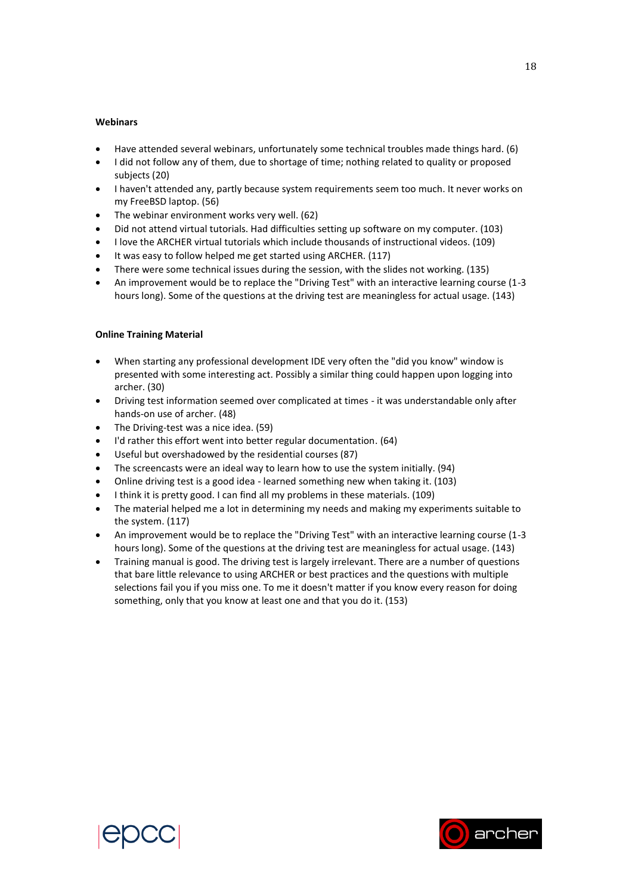**Webinars**

- Have attended several webinars, unfortunately some technical troubles made things hard. (6)
- I did not follow any of them, due to shortage of time; nothing related to quality or proposed subjects (20)
- I haven't attended any, partly because system requirements seem too much. It never works on my FreeBSD laptop. (56)
- The webinar environment works very well. (62)
- Did not attend virtual tutorials. Had difficulties setting up software on my computer. (103)
- I love the ARCHER virtual tutorials which include thousands of instructional videos. (109)
- It was easy to follow helped me get started using ARCHER. (117)
- There were some technical issues during the session, with the slides not working. (135)
- An improvement would be to replace the "Driving Test" with an interactive learning course (1-3 hours long). Some of the questions at the driving test are meaningless for actual usage. (143)

**Online Training Material**

- When starting any professional development IDE very often the "did you know" window is presented with some interesting act. Possibly a similar thing could happen upon logging into archer. (30)
- Driving test information seemed over complicated at times - it was understandable only after hands-on use of archer. (48)
- The Driving-test was a nice idea. (59)
- I'd rather this effort went into better regular documentation. (64)
- Useful but overshadowed by the residential courses (87)
- The screencasts were an ideal way to learn how to use the system initially. (94)
- Online driving test is a good idea - learned something new when taking it. (103)
- I think it is pretty good. I can find all my problems in these materials. (109)
- The material helped me a lot in determining my needs and making my experiments suitable to the system. (117)
- An improvement would be to replace the "Driving Test" with an interactive learning course (1-3 hours long). Some of the questions at the driving test are meaningless for actual usage. (143)
- Training manual is good. The driving test is largely irrelevant. There are a number of questions that bare little relevance to using ARCHER or best practices and the questions with multiple selections fail you if you miss one. To me it doesn't matter if you know every reason for doing something, only that you know at least one and that you do it. (153)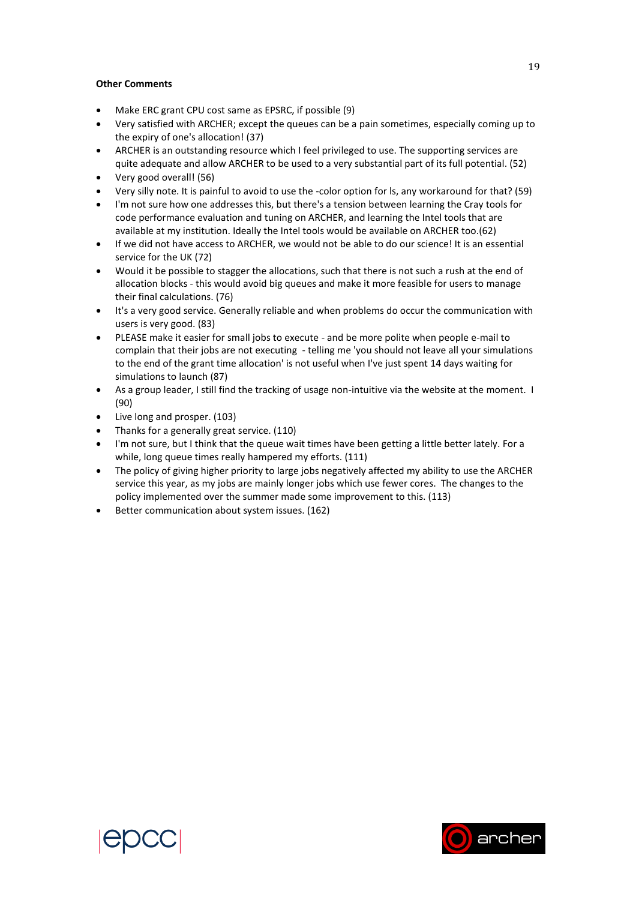**Other Comments**

- Make ERC grant CPU cost same as EPSRC, if possible (9)
- Very satisfied with ARCHER; except the queues can be a pain sometimes, especially coming up to the expiry of one's allocation! (37)
- ARCHER is an outstanding resource which I feel privileged to use. The supporting services are quite adequate and allow ARCHER to be used to a very substantial part of its full potential. (52)
- Very good overall! (56)
- Very silly note. It is painful to avoid to use the -color option for ls, any workaround for that? (59)
- I'm not sure how one addresses this, but there's a tension between learning the Cray tools for code performance evaluation and tuning on ARCHER, and learning the Intel tools that are available at my institution. Ideally the Intel tools would be available on ARCHER too.(62)
- If we did not have access to ARCHER, we would not be able to do our science! It is an essential service for the UK (72)
- Would it be possible to stagger the allocations, such that there is not such a rush at the end of allocation blocks - this would avoid big queues and make it more feasible for users to manage their final calculations. (76)
- It's a very good service. Generally reliable and when problems do occur the communication with users is very good. (83)
- PLEASE make it easier for small jobs to execute - and be more polite when people e-mail to complain that their jobs are not executing - telling me 'you should not leave all your simulations to the end of the grant time allocation' is not useful when I've just spent 14 days waiting for simulations to launch (87)
- As a group leader, I still find the tracking of usage non-intuitive via the website at the moment. I (90)
- Live long and prosper. (103)
- Thanks for a generally great service. (110)
- I'm not sure, but I think that the queue wait times have been getting a little better lately. For a while, long queue times really hampered my efforts. (111)
- The policy of giving higher priority to large jobs negatively affected my ability to use the ARCHER service this year, as my jobs are mainly longer jobs which use fewer cores. The changes to the policy implemented over the summer made some improvement to this. (113)
- Better communication about system issues. (162)